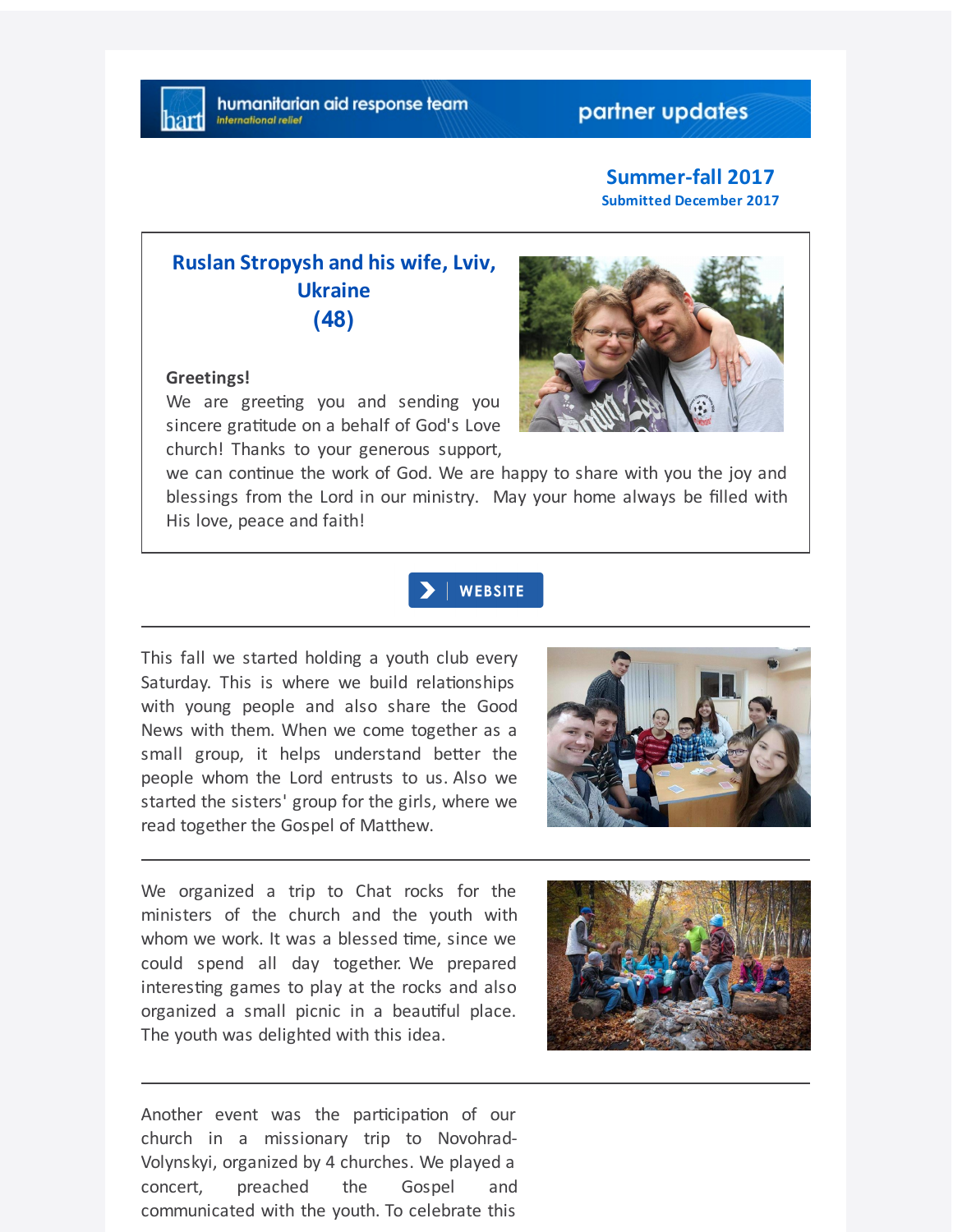humanitarian aid response team
*international relief*

partner updates

**Summer-fall 2017**
**Submitted December 2017**

## Ruslan Stropysh and his wife, Lviv, Ukraine (48)

**Greetings!**
We are greeting you and sending you sincere gratitude on a behalf of God's Love church! Thanks to your generous support, we can continue the work of God. We are happy to share with you the joy and blessings from the Lord in our ministry. May your home always be filled with His love, peace and faith!

WEBSITE

---

This fall we started holding a youth club every Saturday. This is where we build relationships with young people and also share the Good News with them. When we come together as a small group, it helps understand better the people whom the Lord entrusts to us. Also we started the sisters' group for the girls, where we read together the Gospel of Matthew.

---

We organized a trip to Chat rocks for the ministers of the church and the youth with whom we work. It was a blessed time, since we could spend all day together. We prepared interesting games to play at the rocks and also organized a small picnic in a beautiful place. The youth was delighted with this idea.

---

Another event was the participation of our church in a missionary trip to Novohrad-Volynskyi, organized by 4 churches. We played a concert, preached the Gospel and communicated with the youth. To celebrate this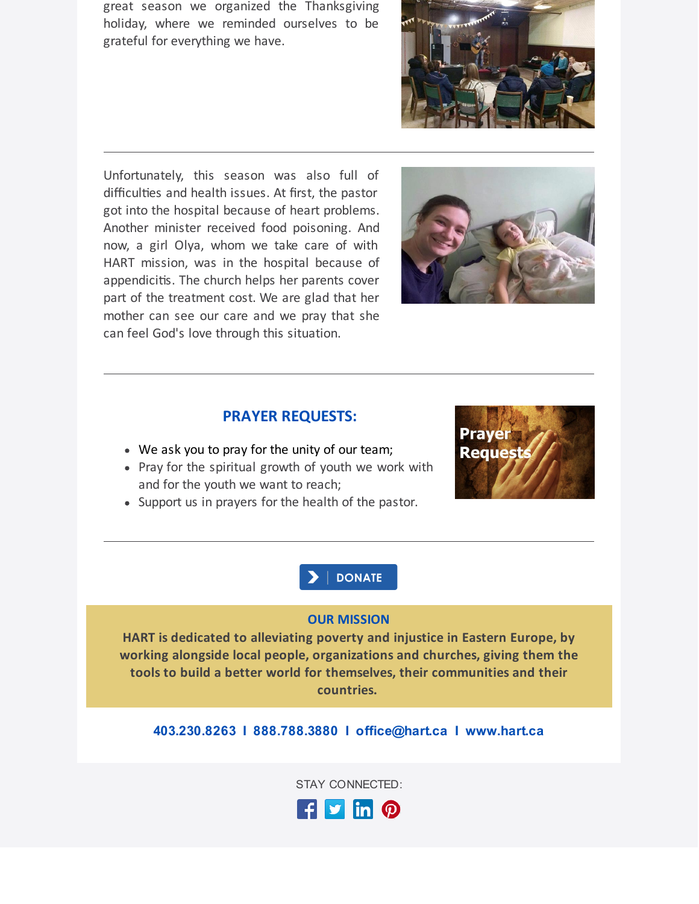great season we organized the Thanksgiving holiday, where we reminded ourselves to be grateful for everything we have.

---

Unfortunately, this season was also full of difficulties and health issues. At first, the pastor got into the hospital because of heart problems. Another minister received food poisoning. And now, a girl Olya, whom we take care of with HART mission, was in the hospital because of appendicitis. The church helps her parents cover part of the treatment cost. We are glad that her mother can see our care and we pray that she can feel God's love through this situation.

---

## PRAYER REQUESTS:

- We ask you to pray for the unity of our team;
- Pray for the spiritual growth of youth we work with and for the youth we want to reach;
- Support us in prayers for the health of the pastor.

---

DONATE

**OUR MISSION**

**HART is dedicated to alleviating poverty and injustice in Eastern Europe, by working alongside local people, organizations and churches, giving them the tools to build a better world for themselves, their communities and their countries.**

**403.230.8263 I 888.788.3880 I office@hart.ca I www.hart.ca**

STAY CONNECTED: